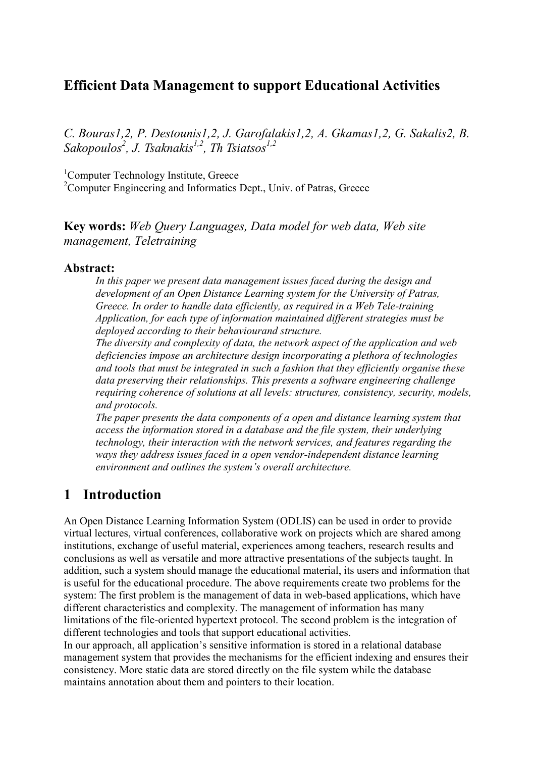# Efficient Data Management to support Educational Activities

*C. Bouras1,2, P. Destounis1,2, J. Garofalakis1,2, A. Gkamas1,2, G. Sakalis2, B. Sakopoulos[2], J. Tsaknakis[1,2], Th Tsiatsos[1,2]*

[1]Computer Technology Institute, Greece
[2]Computer Engineering and Informatics Dept., Univ. of Patras, Greece

**Key words:** *Web Query Languages, Data model for web data, Web site management, Teletraining*

**Abstract:**

*In this paper we present data management issues faced during the design and development of an Open Distance Learning system for the University of Patras, Greece. In order to handle data efficiently, as required in a Web Tele-training Application, for each type of information maintained different strategies must be deployed according to their behaviourand structure.*

*The diversity and complexity of data, the network aspect of the application and web deficiencies impose an architecture design incorporating a plethora of technologies and tools that must be integrated in such a fashion that they efficiently organise these data preserving their relationships. This presents a software engineering challenge requiring coherence of solutions at all levels: structures, consistency, security, models, and protocols.*

*The paper presents the data components of a open and distance learning system that access the information stored in a database and the file system, their underlying technology, their interaction with the network services, and features regarding the ways they address issues faced in a open vendor-independent distance learning environment and outlines the system's overall architecture.*

## 1 Introduction

An Open Distance Learning Information System (ODLIS) can be used in order to provide virtual lectures, virtual conferences, collaborative work on projects which are shared among institutions, exchange of useful material, experiences among teachers, research results and conclusions as well as versatile and more attractive presentations of the subjects taught. In addition, such a system should manage the educational material, its users and information that is useful for the educational procedure. The above requirements create two problems for the system: The first problem is the management of data in web-based applications, which have different characteristics and complexity. The management of information has many limitations of the file-oriented hypertext protocol. The second problem is the integration of different technologies and tools that support educational activities.

In our approach, all application's sensitive information is stored in a relational database management system that provides the mechanisms for the efficient indexing and ensures their consistency. More static data are stored directly on the file system while the database maintains annotation about them and pointers to their location.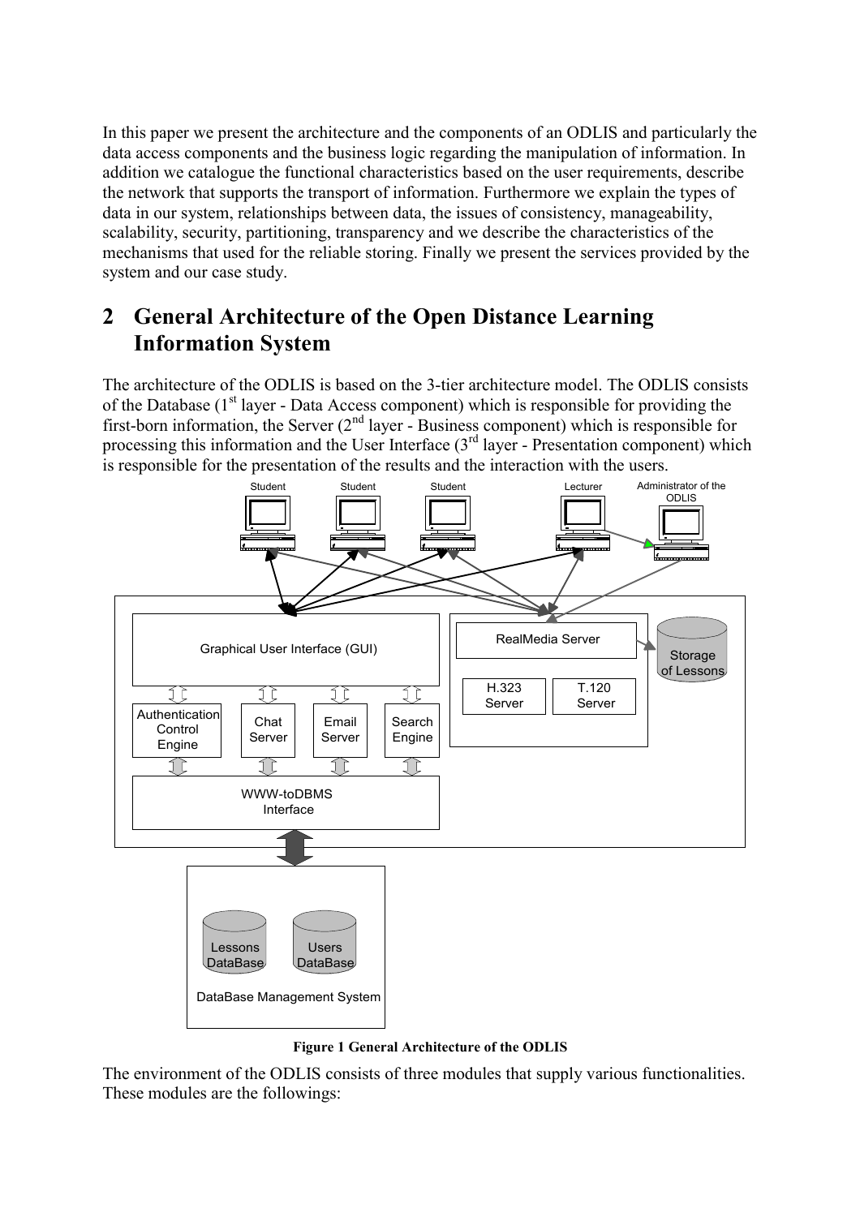In this paper we present the architecture and the components of an ODLIS and particularly the data access components and the business logic regarding the manipulation of information. In addition we catalogue the functional characteristics based on the user requirements, describe the network that supports the transport of information. Furthermore we explain the types of data in our system, relationships between data, the issues of consistency, manageability, scalability, security, partitioning, transparency and we describe the characteristics of the mechanisms that used for the reliable storing. Finally we present the services provided by the system and our case study.

# 2 General Architecture of the Open Distance Learning Information System

The architecture of the ODLIS is based on the 3-tier architecture model. The ODLIS consists of the Database (1st layer - Data Access component) which is responsible for providing the first-born information, the Server (2nd layer - Business component) which is responsible for processing this information and the User Interface (3rd layer - Presentation component) which is responsible for the presentation of the results and the interaction with the users.

Student
Student
Student
Lecturer
Administrator of the ODLIS
Graphical User Interface (GUI)
RealMedia Server
Storage of Lessons
H.323 Server
T.120 Server
Authentication Control Engine
Chat Server
Email Server
Search Engine
WWW-toDBMS Interface
Lessons DataBase
Users DataBase
DataBase Management System

**Figure 1 General Architecture of the ODLIS**

The environment of the ODLIS consists of three modules that supply various functionalities. These modules are the followings: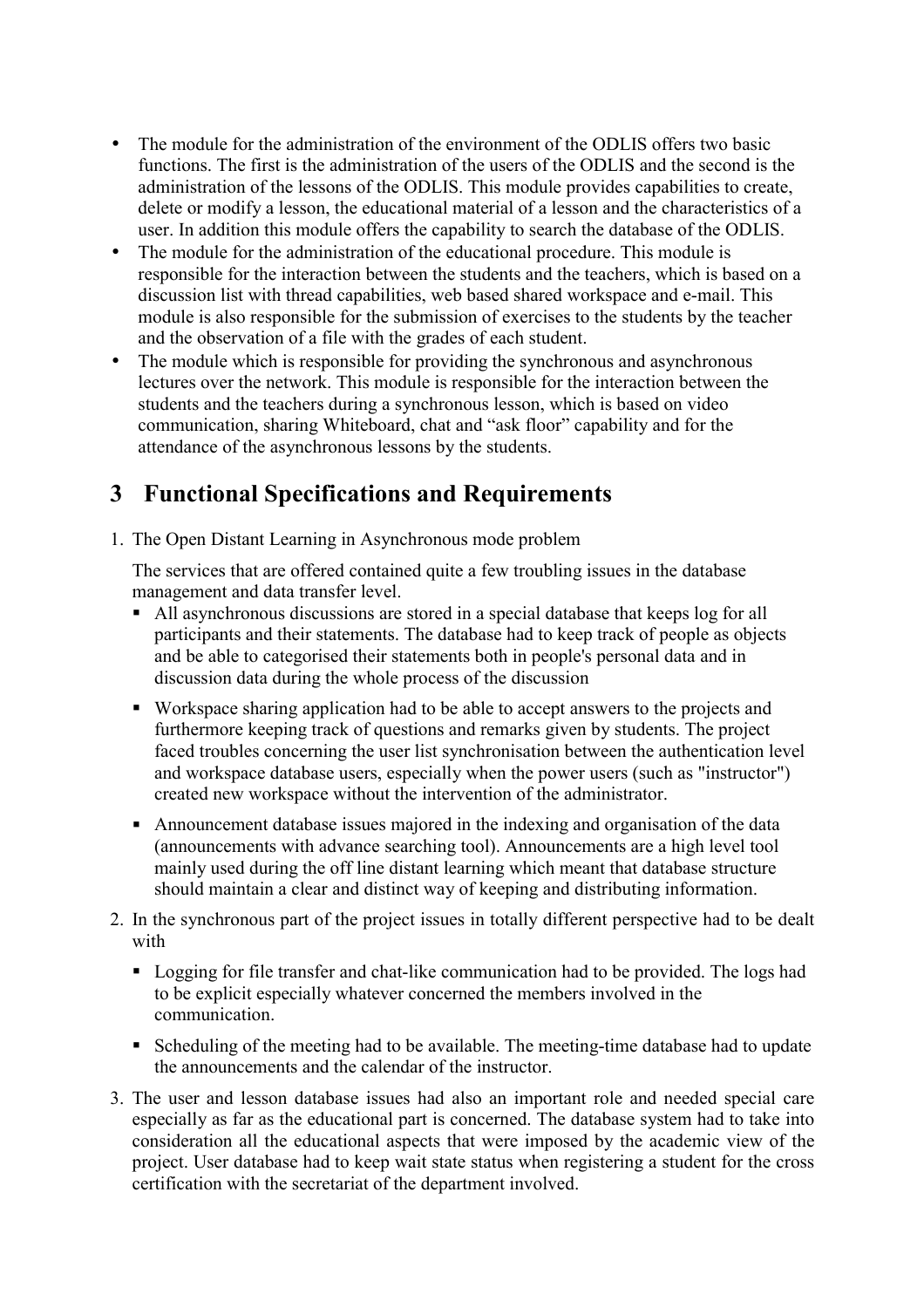- The module for the administration of the environment of the ODLIS offers two basic functions. The first is the administration of the users of the ODLIS and the second is the administration of the lessons of the ODLIS. This module provides capabilities to create, delete or modify a lesson, the educational material of a lesson and the characteristics of a user. In addition this module offers the capability to search the database of the ODLIS.
- The module for the administration of the educational procedure. This module is responsible for the interaction between the students and the teachers, which is based on a discussion list with thread capabilities, web based shared workspace and e-mail. This module is also responsible for the submission of exercises to the students by the teacher and the observation of a file with the grades of each student.
- The module which is responsible for providing the synchronous and asynchronous lectures over the network. This module is responsible for the interaction between the students and the teachers during a synchronous lesson, which is based on video communication, sharing Whiteboard, chat and "ask floor" capability and for the attendance of the asynchronous lessons by the students.

# 3 Functional Specifications and Requirements

1. The Open Distant Learning in Asynchronous mode problem

   The services that are offered contained quite a few troubling issues in the database management and data transfer level.

   - All asynchronous discussions are stored in a special database that keeps log for all participants and their statements. The database had to keep track of people as objects and be able to categorised their statements both in people's personal data and in discussion data during the whole process of the discussion
   - Workspace sharing application had to be able to accept answers to the projects and furthermore keeping track of questions and remarks given by students. The project faced troubles concerning the user list synchronisation between the authentication level and workspace database users, especially when the power users (such as "instructor") created new workspace without the intervention of the administrator.
   - Announcement database issues majored in the indexing and organisation of the data (announcements with advance searching tool). Announcements are a high level tool mainly used during the off line distant learning which meant that database structure should maintain a clear and distinct way of keeping and distributing information.

2. In the synchronous part of the project issues in totally different perspective had to be dealt with

   - Logging for file transfer and chat-like communication had to be provided. The logs had to be explicit especially whatever concerned the members involved in the communication.
   - Scheduling of the meeting had to be available. The meeting-time database had to update the announcements and the calendar of the instructor.

3. The user and lesson database issues had also an important role and needed special care especially as far as the educational part is concerned. The database system had to take into consideration all the educational aspects that were imposed by the academic view of the project. User database had to keep wait state status when registering a student for the cross certification with the secretariat of the department involved.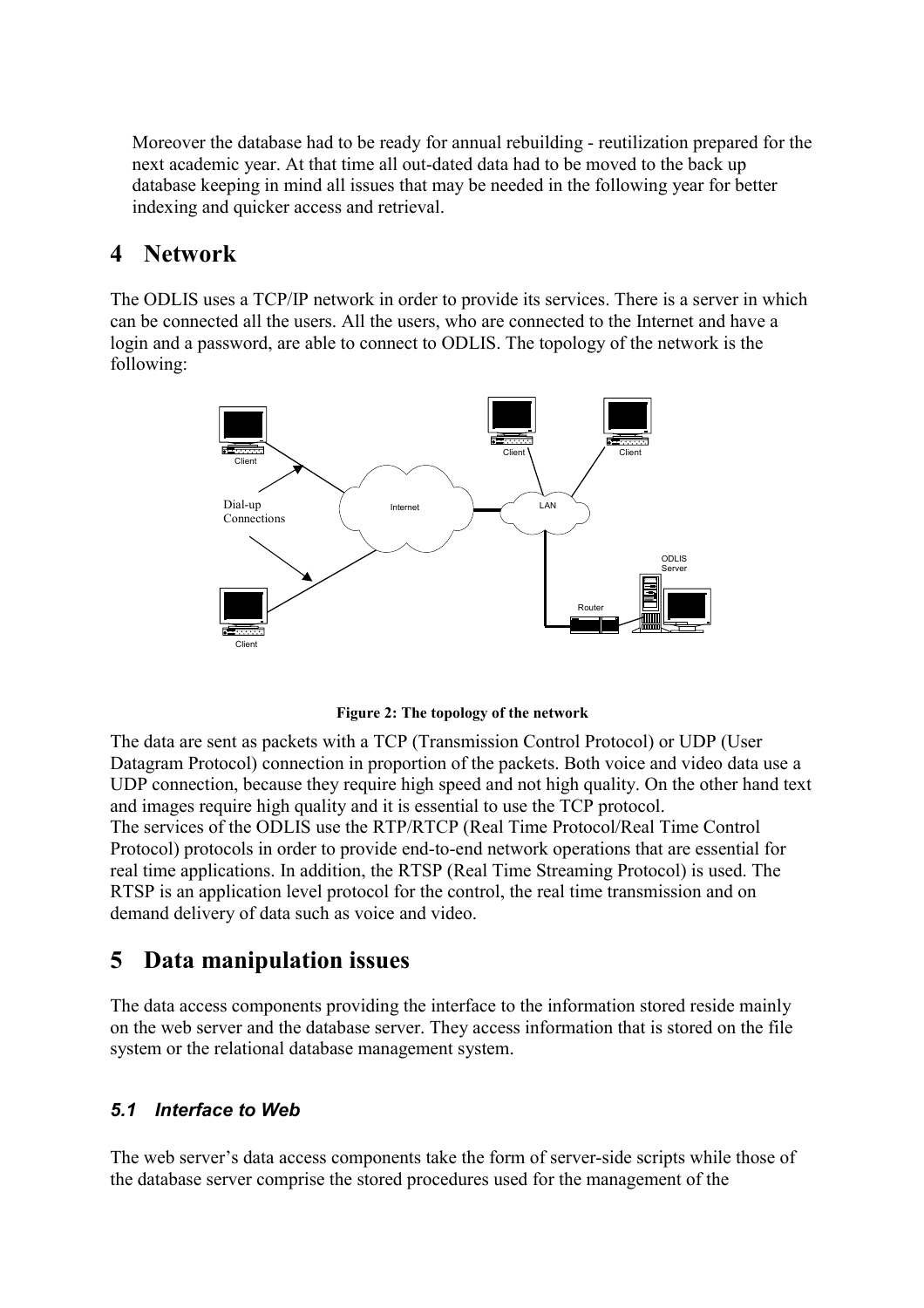Moreover the database had to be ready for annual rebuilding - reutilization prepared for the next academic year. At that time all out-dated data had to be moved to the back up database keeping in mind all issues that may be needed in the following year for better indexing and quicker access and retrieval.

# 4 Network

The ODLIS uses a TCP/IP network in order to provide its services. There is a server in which can be connected all the users. All the users, who are connected to the Internet and have a login and a password, are able to connect to ODLIS. The topology of the network is the following:

**Figure 2: The topology of the network**

The data are sent as packets with a TCP (Transmission Control Protocol) or UDP (User Datagram Protocol) connection in proportion of the packets. Both voice and video data use a UDP connection, because they require high speed and not high quality. On the other hand text and images require high quality and it is essential to use the TCP protocol.
The services of the ODLIS use the RTP/RTCP (Real Time Protocol/Real Time Control Protocol) protocols in order to provide end-to-end network operations that are essential for real time applications. In addition, the RTSP (Real Time Streaming Protocol) is used. The RTSP is an application level protocol for the control, the real time transmission and on demand delivery of data such as voice and video.

# 5 Data manipulation issues

The data access components providing the interface to the information stored reside mainly on the web server and the database server. They access information that is stored on the file system or the relational database management system.

## *5.1 Interface to Web*

The web server's data access components take the form of server-side scripts while those of the database server comprise the stored procedures used for the management of the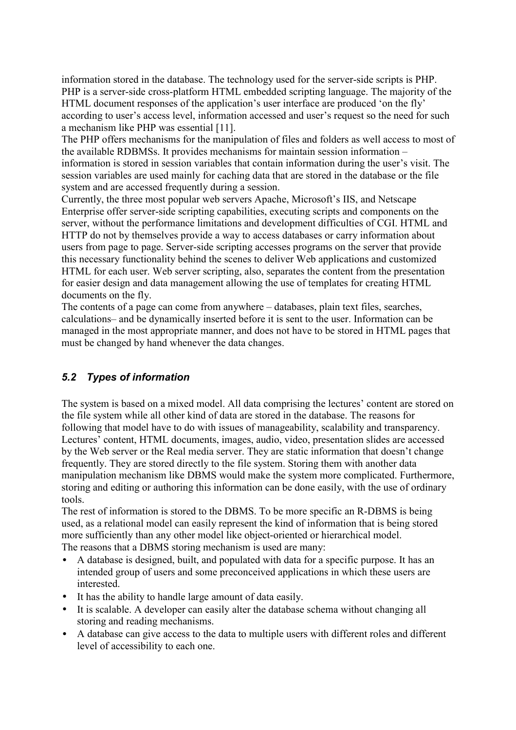information stored in the database. The technology used for the server-side scripts is PHP. PHP is a server-side cross-platform HTML embedded scripting language. The majority of the HTML document responses of the application's user interface are produced 'on the fly' according to user's access level, information accessed and user's request so the need for such a mechanism like PHP was essential [11].

The PHP offers mechanisms for the manipulation of files and folders as well access to most of the available RDBMSs. It provides mechanisms for maintain session information – information is stored in session variables that contain information during the user's visit. The session variables are used mainly for caching data that are stored in the database or the file system and are accessed frequently during a session.

Currently, the three most popular web servers Apache, Microsoft's IIS, and Netscape Enterprise offer server-side scripting capabilities, executing scripts and components on the server, without the performance limitations and development difficulties of CGI. HTML and HTTP do not by themselves provide a way to access databases or carry information about users from page to page. Server-side scripting accesses programs on the server that provide this necessary functionality behind the scenes to deliver Web applications and customized HTML for each user. Web server scripting, also, separates the content from the presentation for easier design and data management allowing the use of templates for creating HTML documents on the fly.

The contents of a page can come from anywhere – databases, plain text files, searches, calculations– and be dynamically inserted before it is sent to the user. Information can be managed in the most appropriate manner, and does not have to be stored in HTML pages that must be changed by hand whenever the data changes.

### *5.2 Types of information*

The system is based on a mixed model. All data comprising the lectures' content are stored on the file system while all other kind of data are stored in the database. The reasons for following that model have to do with issues of manageability, scalability and transparency. Lectures' content, HTML documents, images, audio, video, presentation slides are accessed by the Web server or the Real media server. They are static information that doesn't change frequently. They are stored directly to the file system. Storing them with another data manipulation mechanism like DBMS would make the system more complicated. Furthermore, storing and editing or authoring this information can be done easily, with the use of ordinary tools.

The rest of information is stored to the DBMS. To be more specific an R-DBMS is being used, as a relational model can easily represent the kind of information that is being stored more sufficiently than any other model like object-oriented or hierarchical model.

The reasons that a DBMS storing mechanism is used are many:

- A database is designed, built, and populated with data for a specific purpose. It has an intended group of users and some preconceived applications in which these users are interested.
- It has the ability to handle large amount of data easily.
- It is scalable. A developer can easily alter the database schema without changing all storing and reading mechanisms.
- A database can give access to the data to multiple users with different roles and different level of accessibility to each one.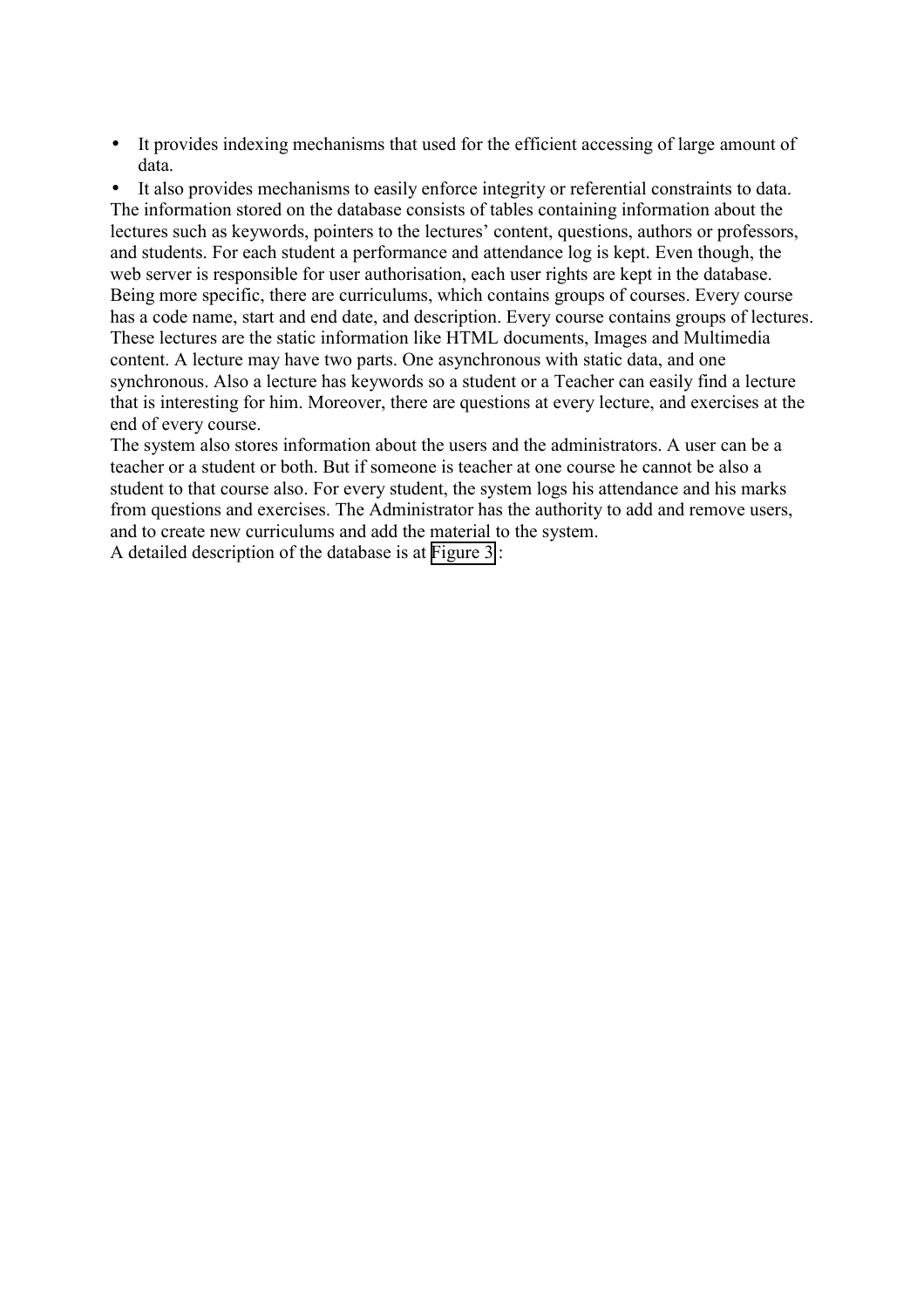- It provides indexing mechanisms that used for the efficient accessing of large amount of data.
- It also provides mechanisms to easily enforce integrity or referential constraints to data.

The information stored on the database consists of tables containing information about the lectures such as keywords, pointers to the lectures' content, questions, authors or professors, and students. For each student a performance and attendance log is kept. Even though, the web server is responsible for user authorisation, each user rights are kept in the database. Being more specific, there are curriculums, which contains groups of courses. Every course has a code name, start and end date, and description. Every course contains groups of lectures. These lectures are the static information like HTML documents, Images and Multimedia content. A lecture may have two parts. One asynchronous with static data, and one synchronous. Also a lecture has keywords so a student or a Teacher can easily find a lecture that is interesting for him. Moreover, there are questions at every lecture, and exercises at the end of every course.

The system also stores information about the users and the administrators. A user can be a teacher or a student or both. But if someone is teacher at one course he cannot be also a student to that course also. For every student, the system logs his attendance and his marks from questions and exercises. The Administrator has the authority to add and remove users, and to create new curriculums and add the material to the system.

A detailed description of the database is at Figure 3 :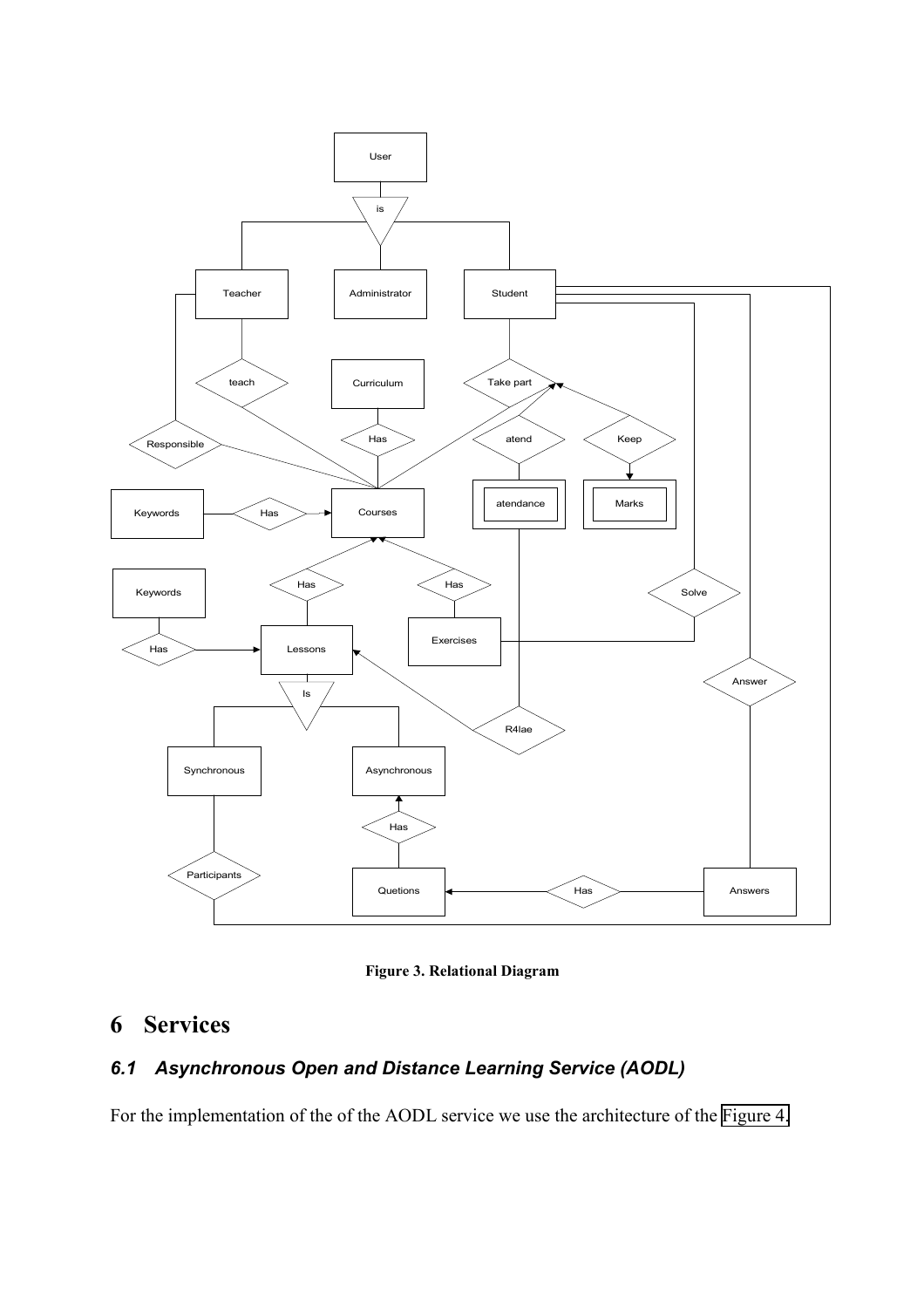User

is

Teacher

Administrator

Student

teach

Curriculum

Take part

Has

atend

Keep

Responsible

atendance

Marks

Keywords

Has

Courses

Has

Has

Keywords

Solve

Exercises

Has

Lessons

Answer

Is

R4lae

Synchronous

Asynchronous

Has

Participants

Quetions

Has

Answers

**Figure 3. Relational Diagram**

# 6 Services

## *6.1 Asynchronous Open and Distance Learning Service (AODL)*

For the implementation of the of the AODL service we use the architecture of the Figure 4.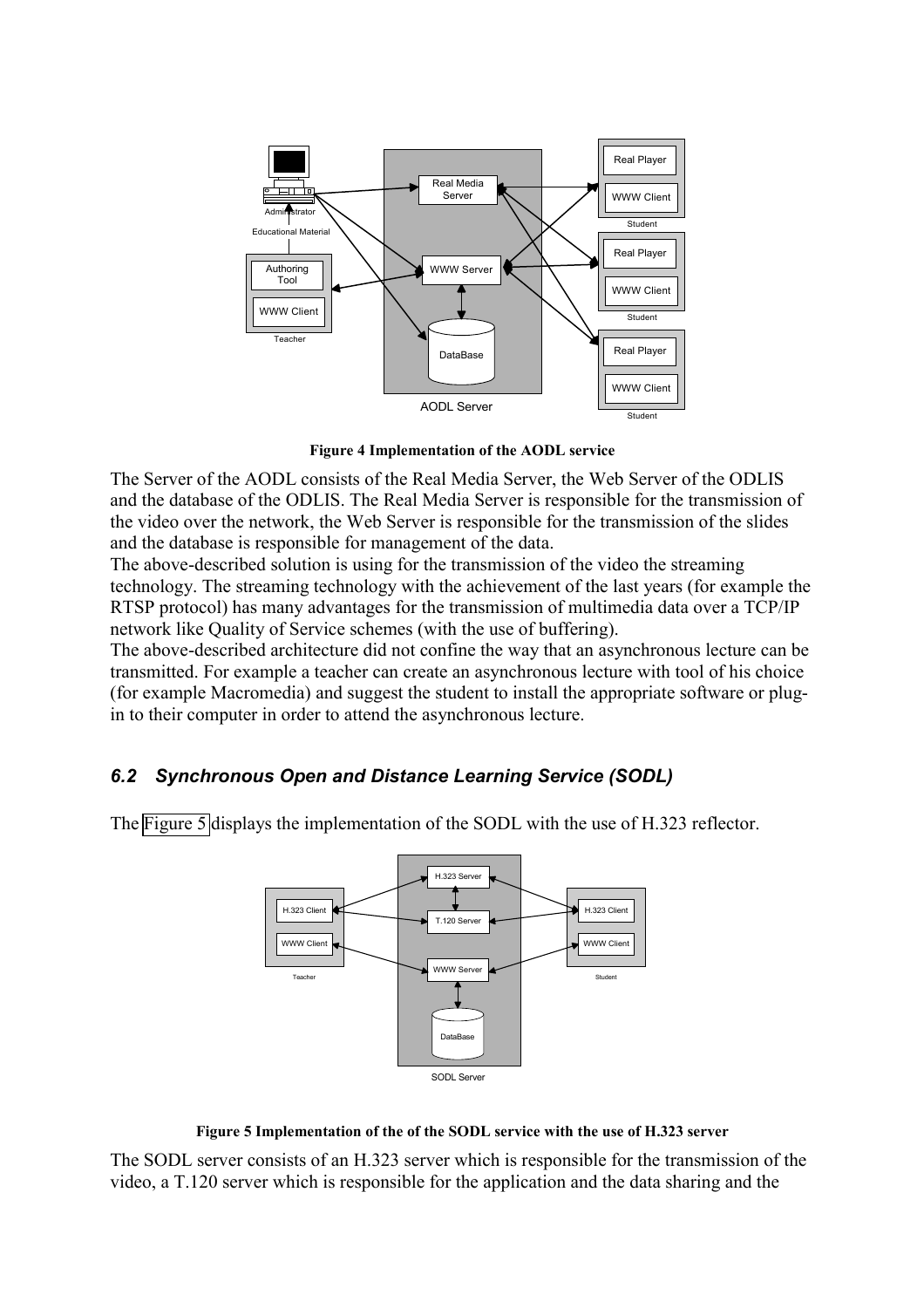Administrator

Educational Material

Authoring Tool

WWW Client

Teacher

Real Media Server

WWW Server

DataBase

AODL Server

Real Player

WWW Client

Student

Real Player

WWW Client

Student

Real Player

WWW Client

Student

**Figure 4 Implementation of the AODL service**

The Server of the AODL consists of the Real Media Server, the Web Server of the ODLIS and the database of the ODLIS. The Real Media Server is responsible for the transmission of the video over the network, the Web Server is responsible for the transmission of the slides and the database is responsible for management of the data.

The above-described solution is using for the transmission of the video the streaming technology. The streaming technology with the achievement of the last years (for example the RTSP protocol) has many advantages for the transmission of multimedia data over a TCP/IP network like Quality of Service schemes (with the use of buffering).

The above-described architecture did not confine the way that an asynchronous lecture can be transmitted. For example a teacher can create an asynchronous lecture with tool of his choice (for example Macromedia) and suggest the student to install the appropriate software or plug-in to their computer in order to attend the asynchronous lecture.

## *6.2 Synchronous Open and Distance Learning Service (SODL)*

The Figure 5 displays the implementation of the SODL with the use of H.323 reflector.

H.323 Client

WWW Client

Teacher

H.323 Server

T.120 Server

WWW Server

DataBase

SODL Server

H.323 Client

WWW Client

Student

**Figure 5 Implementation of the of the SODL service with the use of H.323 server**

The SODL server consists of an H.323 server which is responsible for the transmission of the video, a T.120 server which is responsible for the application and the data sharing and the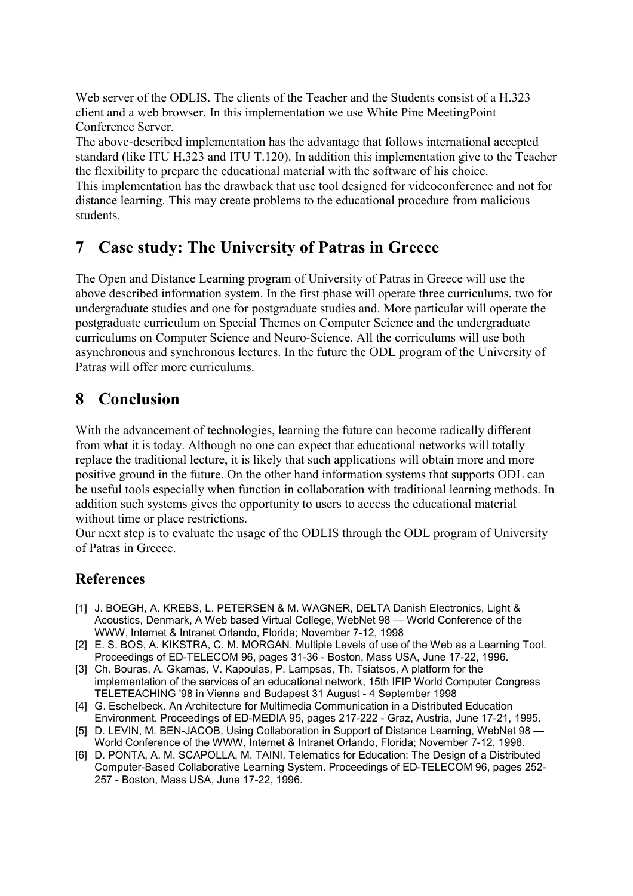Web server of the ODLIS. The clients of the Teacher and the Students consist of a H.323 client and a web browser. In this implementation we use White Pine MeetingPoint Conference Server.

The above-described implementation has the advantage that follows international accepted standard (like ITU H.323 and ITU T.120). In addition this implementation give to the Teacher the flexibility to prepare the educational material with the software of his choice.

This implementation has the drawback that use tool designed for videoconference and not for distance learning. This may create problems to the educational procedure from malicious students.

# 7 Case study: The University of Patras in Greece

The Open and Distance Learning program of University of Patras in Greece will use the above described information system. In the first phase will operate three curriculums, two for undergraduate studies and one for postgraduate studies and. More particular will operate the postgraduate curriculum on Special Themes on Computer Science and the undergraduate curriculums on Computer Science and Neuro-Science. All the corriculums will use both asynchronous and synchronous lectures. In the future the ODL program of the University of Patras will offer more curriculums.

# 8 Conclusion

With the advancement of technologies, learning the future can become radically different from what it is today. Although no one can expect that educational networks will totally replace the traditional lecture, it is likely that such applications will obtain more and more positive ground in the future. On the other hand information systems that supports ODL can be useful tools especially when function in collaboration with traditional learning methods. In addition such systems gives the opportunity to users to access the educational material without time or place restrictions.

Our next step is to evaluate the usage of the ODLIS through the ODL program of University of Patras in Greece.

## References

[1] J. BOEGH, A. KREBS, L. PETERSEN & M. WAGNER, DELTA Danish Electronics, Light & Acoustics, Denmark, A Web based Virtual College, WebNet 98 — World Conference of the WWW, Internet & Intranet Orlando, Florida; November 7-12, 1998

[2] E. S. BOS, A. KIKSTRA, C. M. MORGAN. Multiple Levels of use of the Web as a Learning Tool. Proceedings of ED-TELECOM 96, pages 31-36 - Boston, Mass USA, June 17-22, 1996.

[3] Ch. Bouras, A. Gkamas, V. Kapoulas, P. Lampsas, Th. Tsiatsos, A platform for the implementation of the services of an educational network, 15th IFIP World Computer Congress TELETEACHING '98 in Vienna and Budapest 31 August - 4 September 1998

[4] G. Eschelbeck. An Architecture for Multimedia Communication in a Distributed Education Environment. Proceedings of ED-MEDIA 95, pages 217-222 - Graz, Austria, June 17-21, 1995.

[5] D. LEVIN, M. BEN-JACOB, Using Collaboration in Support of Distance Learning, WebNet 98 — World Conference of the WWW, Internet & Intranet Orlando, Florida; November 7-12, 1998.

[6] D. PONTA, A. M. SCAPOLLA, M. TAINI. Telematics for Education: The Design of a Distributed Computer-Based Collaborative Learning System. Proceedings of ED-TELECOM 96, pages 252-257 - Boston, Mass USA, June 17-22, 1996.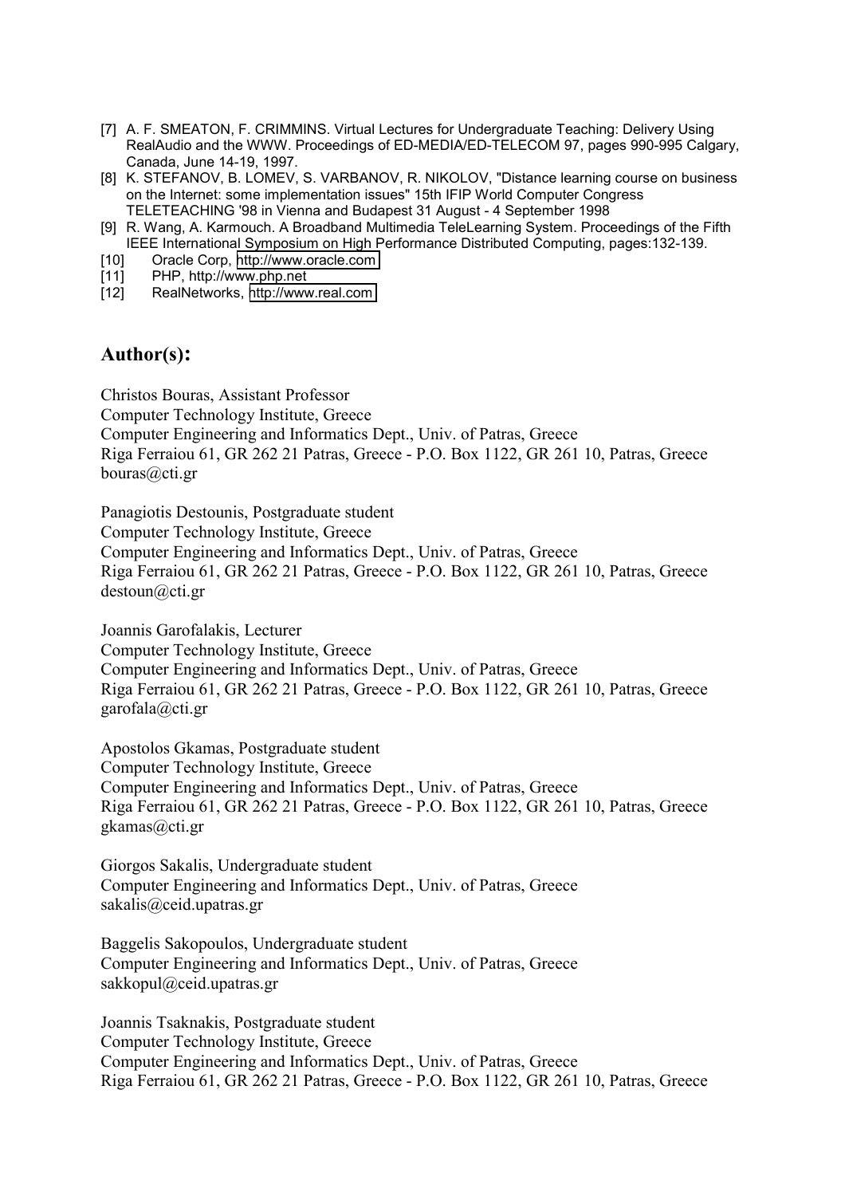[7] A. F. SMEATON, F. CRIMMINS. Virtual Lectures for Undergraduate Teaching: Delivery Using RealAudio and the WWW. Proceedings of ED-MEDIA/ED-TELECOM 97, pages 990-995 Calgary, Canada, June 14-19, 1997.

[8] K. STEFANOV, B. LOMEV, S. VARBANOV, R. NIKOLOV, "Distance learning course on business on the Internet: some implementation issues" 15th IFIP World Computer Congress TELETEACHING '98 in Vienna and Budapest 31 August - 4 September 1998

[9] R. Wang, A. Karmouch. A Broadband Multimedia TeleLearning System. Proceedings of the Fifth IEEE International Symposium on High Performance Distributed Computing, pages:132-139.

[10] Oracle Corp, http://www.oracle.com

[11] PHP, http://www.php.net

[12] RealNetworks, http://www.real.com

## Author(s):

Christos Bouras, Assistant Professor
Computer Technology Institute, Greece
Computer Engineering and Informatics Dept., Univ. of Patras, Greece
Riga Ferraiou 61, GR 262 21 Patras, Greece - P.O. Box 1122, GR 261 10, Patras, Greece
bouras@cti.gr

Panagiotis Destounis, Postgraduate student
Computer Technology Institute, Greece
Computer Engineering and Informatics Dept., Univ. of Patras, Greece
Riga Ferraiou 61, GR 262 21 Patras, Greece - P.O. Box 1122, GR 261 10, Patras, Greece
destoun@cti.gr

Joannis Garofalakis, Lecturer
Computer Technology Institute, Greece
Computer Engineering and Informatics Dept., Univ. of Patras, Greece
Riga Ferraiou 61, GR 262 21 Patras, Greece - P.O. Box 1122, GR 261 10, Patras, Greece
garofala@cti.gr

Apostolos Gkamas, Postgraduate student
Computer Technology Institute, Greece
Computer Engineering and Informatics Dept., Univ. of Patras, Greece
Riga Ferraiou 61, GR 262 21 Patras, Greece - P.O. Box 1122, GR 261 10, Patras, Greece
gkamas@cti.gr

Giorgos Sakalis, Undergraduate student
Computer Engineering and Informatics Dept., Univ. of Patras, Greece
sakalis@ceid.upatras.gr

Baggelis Sakopoulos, Undergraduate student
Computer Engineering and Informatics Dept., Univ. of Patras, Greece
sakkopul@ceid.upatras.gr

Joannis Tsaknakis, Postgraduate student
Computer Technology Institute, Greece
Computer Engineering and Informatics Dept., Univ. of Patras, Greece
Riga Ferraiou 61, GR 262 21 Patras, Greece - P.O. Box 1122, GR 261 10, Patras, Greece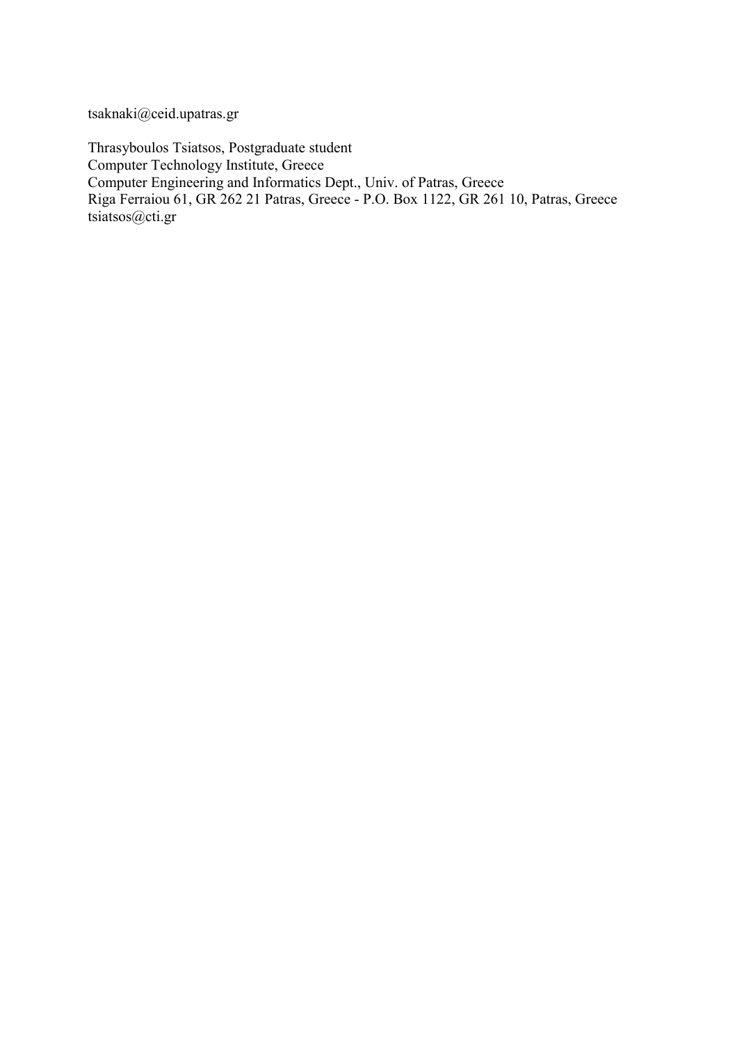tsaknaki@ceid.upatras.gr

Thrasyboulos Tsiatsos, Postgraduate student
Computer Technology Institute, Greece
Computer Engineering and Informatics Dept., Univ. of Patras, Greece
Riga Ferraiou 61, GR 262 21 Patras, Greece - P.O. Box 1122, GR 261 10, Patras, Greece
tsiatsos@cti.gr